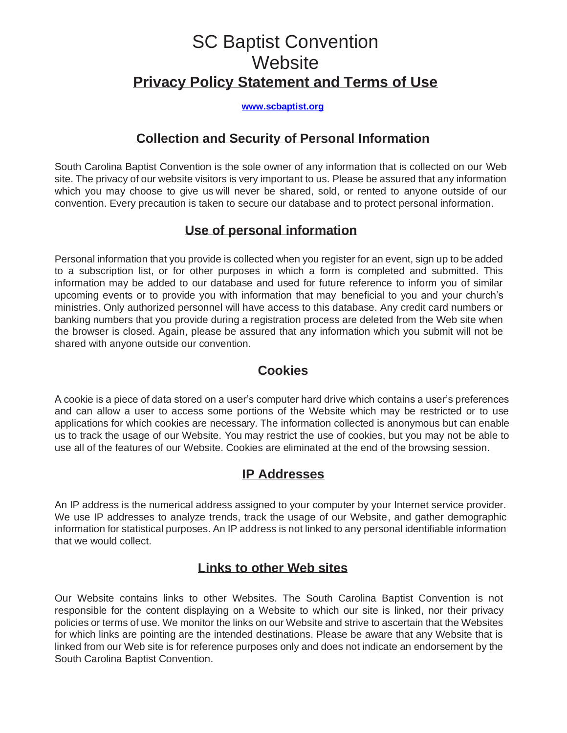# SC Baptist Convention Website

## **Privacy Policy Statement and Terms of Use**

**www.scbaptist.org**

## Collection and Security of Personal Information

South Carolina Baptist Convention is the sole owner of any information that is collected on our Web site. The privacy of our website visitors is very important to us. Please be assured that any information which you may choose to give us will never be shared, sold, or rented to anyone outside of our convention. Every precaution is taken to secure our database and to protect personal information.

## Use of personal information

Personal information that you provide is collected when you register for an event, sign up to be added to a subscription list, or for other purposes in which a form is completed and submitted. This information may be added to our database and used for future reference to inform you of similar upcoming events or to provide you with information that may beneficial to you and your church's ministries. Only authorized personnel will have access to this database. Any credit card numbers or banking numbers that you provide during a registration process are deleted from the Web site when the browser is closed. Again, please be assured that any information which you submit will not be shared with anyone outside our convention.

## Cookies

A cookie is a piece of data stored on a user's computer hard drive which contains a user's preferences and can allow a user to access some portions of the Website which may be restricted or to use applications for which cookies are necessary. The information collected is anonymous but can enable us to track the usage of our Website. You may restrict the use of cookies, but you may not be able to use all of the features of our Website. Cookies are eliminated at the end of the browsing session.

## IP Addresses

An IP address is the numerical address assigned to your computer by your Internet service provider. We use IP addresses to analyze trends, track the usage of our Website, and gather demographic information for statistical purposes. An IP address is not linked to any personal identifiable information that we would collect.

## Links to other Web sites

Our Website contains links to other Websites. The South Carolina Baptist Convention is not responsible for the content displaying on a Website to which our site is linked, nor their privacy policies or terms of use. We monitor the links on our Website and strive to ascertain that the Websites for which links are pointing are the intended destinations. Please be aware that any Website that is linked from our Web site is for reference purposes only and does not indicate an endorsement by the South Carolina Baptist Convention.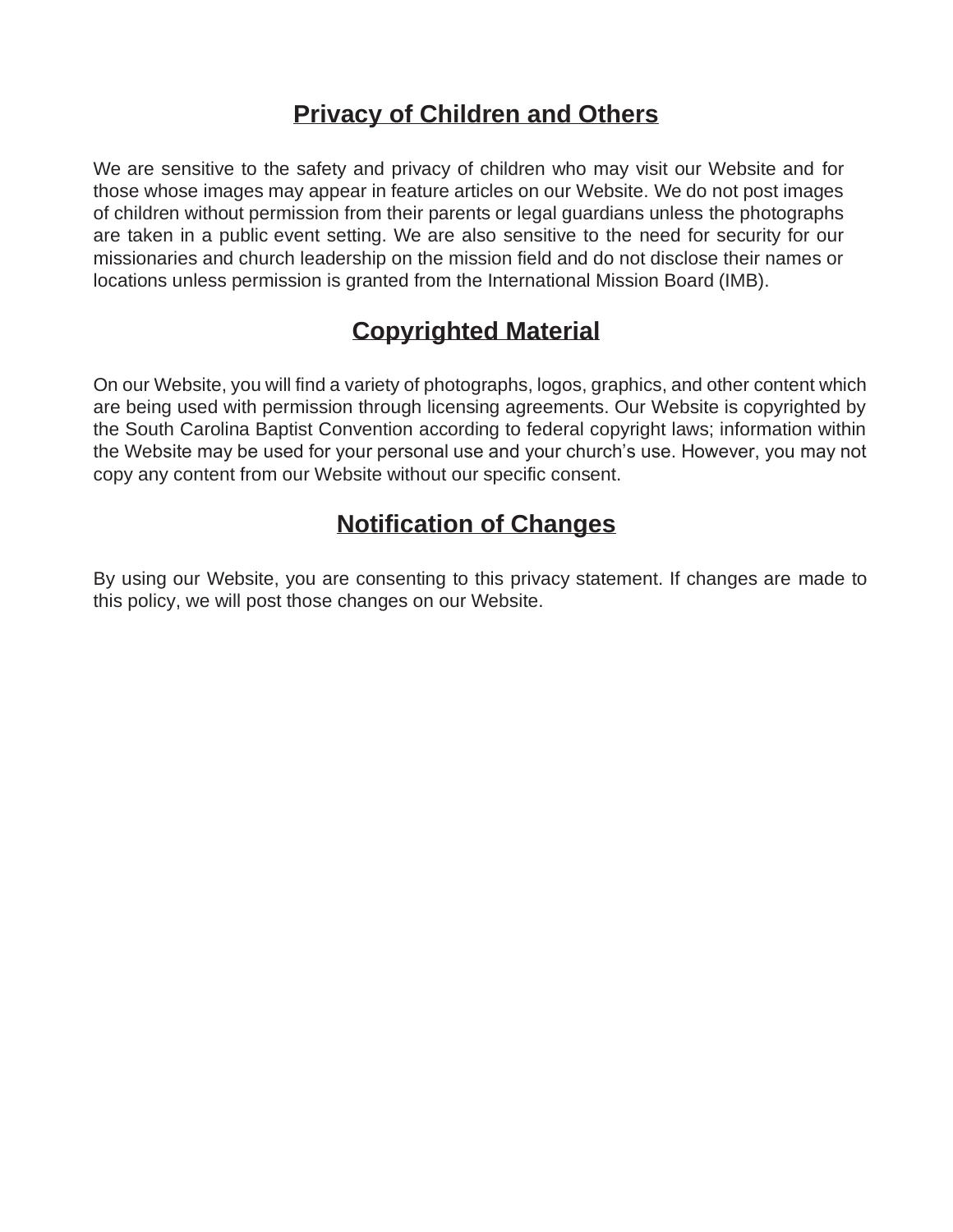## Privacy of Children and Others

We are sensitive to the safety and privacy of children who may visit our Website and for those whose images may appear in feature articles on our Website. We do not post images of children without permission from their parents or legal guardians unless the photographs are taken in a public event setting. We are also sensitive to the need for security for our missionaries and church leadership on the mission field and do not disclose their names or locations unless permission is granted from the International Mission Board (IMB).

## Copyrighted Material

On our Website, you will find a variety of photographs, logos, graphics, and other content which are being used with permission through licensing agreements. Our Website is copyrighted by the South Carolina Baptist Convention according to federal copyright laws; information within the Website may be used for your personal use and your church's use. However, you may not copy any content from our Website without our specific consent.

## Notification of Changes

By using our Website, you are consenting to this privacy statement. If changes are made to this policy, we will post those changes on our Website.